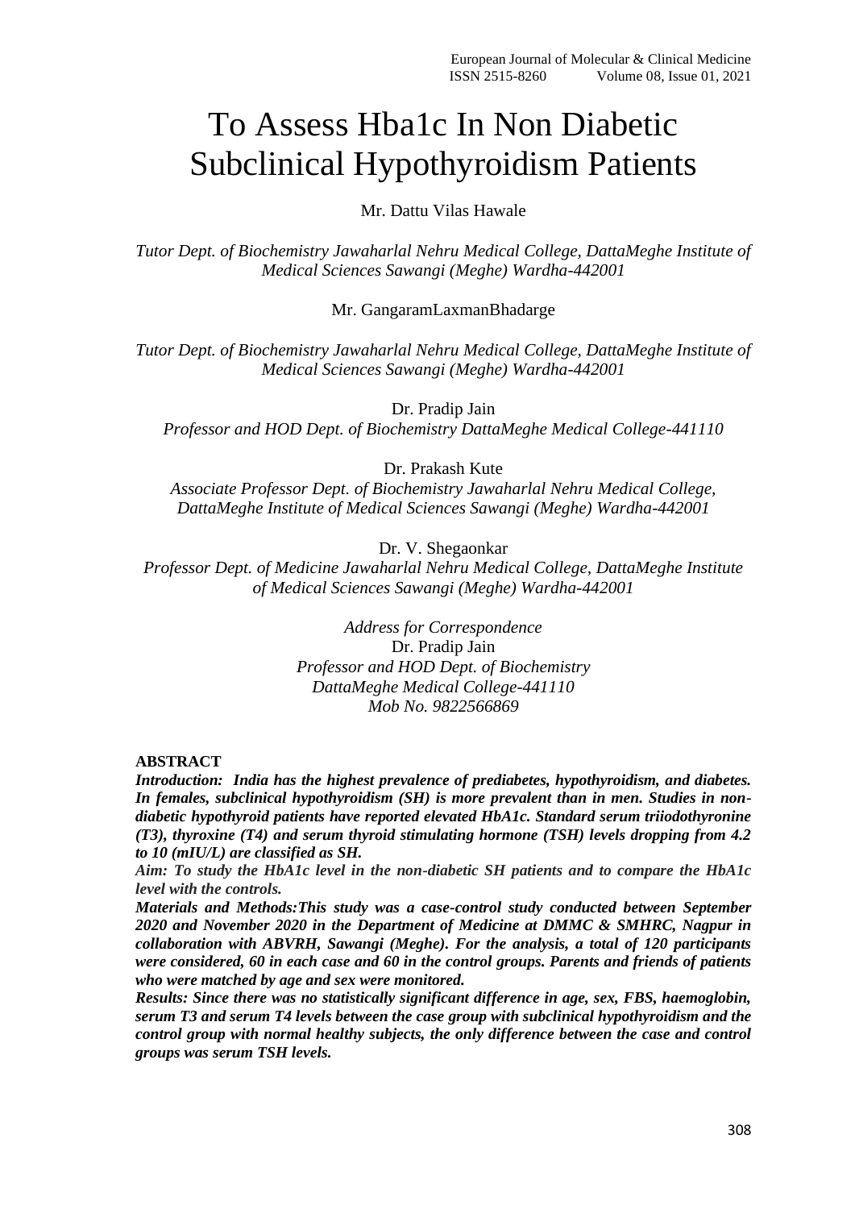# To Assess Hba1c In Non Diabetic Subclinical Hypothyroidism Patients

Mr. Dattu Vilas Hawale

*Tutor Dept. of Biochemistry Jawaharlal Nehru Medical College, DattaMeghe Institute of Medical Sciences Sawangi (Meghe) Wardha-442001*

Mr. GangaramLaxmanBhadarge

*Tutor Dept. of Biochemistry Jawaharlal Nehru Medical College, DattaMeghe Institute of Medical Sciences Sawangi (Meghe) Wardha-442001*

Dr. Pradip Jain

*Professor and HOD Dept. of Biochemistry DattaMeghe Medical College-441110*

Dr. Prakash Kute

*Associate Professor Dept. of Biochemistry Jawaharlal Nehru Medical College, DattaMeghe Institute of Medical Sciences Sawangi (Meghe) Wardha-442001*

Dr. V. Shegaonkar

*Professor Dept. of Medicine Jawaharlal Nehru Medical College, DattaMeghe Institute of Medical Sciences Sawangi (Meghe) Wardha-442001*

*Address for Correspondence*
Dr. Pradip Jain
*Professor and HOD Dept. of Biochemistry*
*DattaMeghe Medical College-441110*
*Mob No. 9822566869*

**ABSTRACT**

***Introduction:** India has the highest prevalence of prediabetes, hypothyroidism, and diabetes. In females, subclinical hypothyroidism (SH) is more prevalent than in men. Studies in non-diabetic hypothyroid patients have reported elevated HbA1c. Standard serum triiodothyronine (T3), thyroxine (T4) and serum thyroid stimulating hormone (TSH) levels dropping from 4.2 to 10 (mIU/L) are classified as SH.*

***Aim:** To study the HbA1c level in the non-diabetic SH patients and to compare the HbA1c level with the controls.*

***Materials and Methods:**This study was a case-control study conducted between September 2020 and November 2020 in the Department of Medicine at DMMC & SMHRC, Nagpur in collaboration with ABVRH, Sawangi (Meghe). For the analysis, a total of 120 participants were considered, 60 in each case and 60 in the control groups. Parents and friends of patients who were matched by age and sex were monitored.*

***Results:** Since there was no statistically significant difference in age, sex, FBS, haemoglobin, serum T3 and serum T4 levels between the case group with subclinical hypothyroidism and the control group with normal healthy subjects, the only difference between the case and control groups was serum TSH levels.*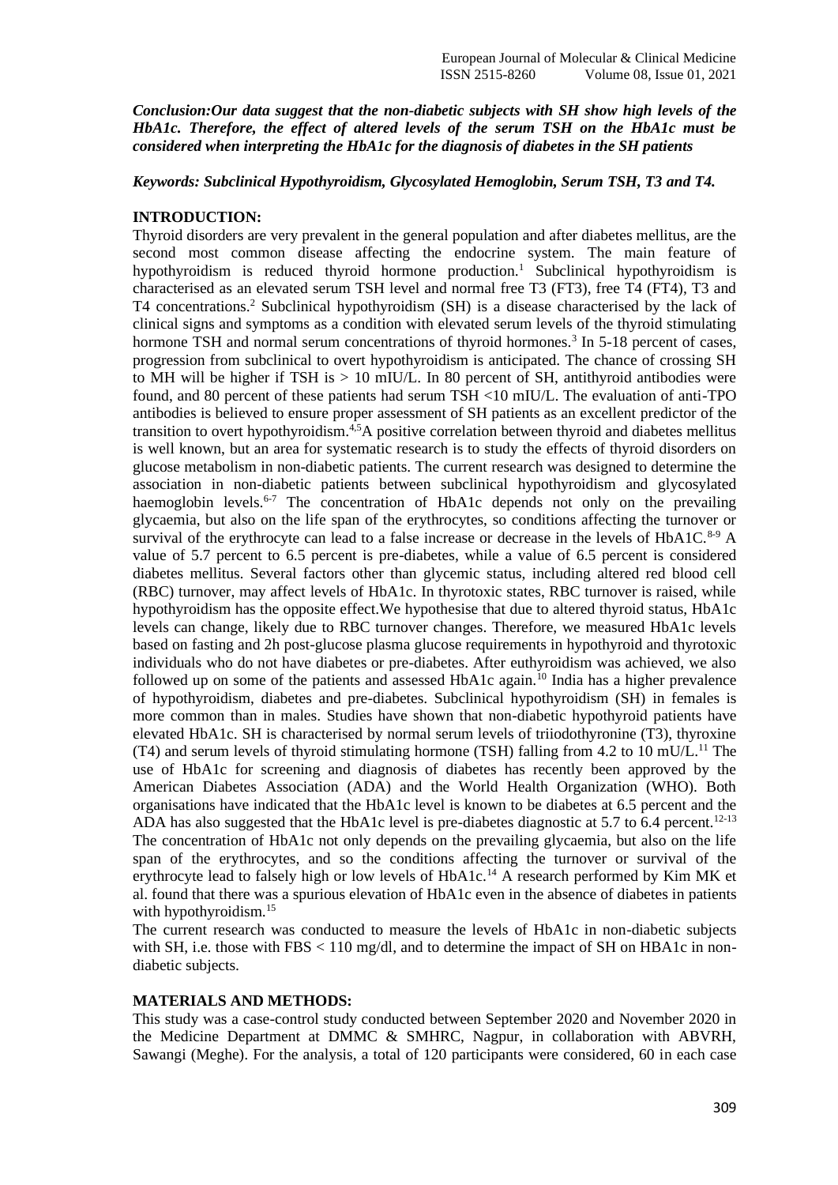***Conclusion:Our data suggest that the non-diabetic subjects with SH show high levels of the HbA1c. Therefore, the effect of altered levels of the serum TSH on the HbA1c must be considered when interpreting the HbA1c for the diagnosis of diabetes in the SH patients***

***Keywords: Subclinical Hypothyroidism, Glycosylated Hemoglobin, Serum TSH, T3 and T4.***

## INTRODUCTION:

Thyroid disorders are very prevalent in the general population and after diabetes mellitus, are the second most common disease affecting the endocrine system. The main feature of hypothyroidism is reduced thyroid hormone production.[1] Subclinical hypothyroidism is characterised as an elevated serum TSH level and normal free T3 (FT3), free T4 (FT4), T3 and T4 concentrations.[2] Subclinical hypothyroidism (SH) is a disease characterised by the lack of clinical signs and symptoms as a condition with elevated serum levels of the thyroid stimulating hormone TSH and normal serum concentrations of thyroid hormones.[3] In 5-18 percent of cases, progression from subclinical to overt hypothyroidism is anticipated. The chance of crossing SH to MH will be higher if TSH is > 10 mIU/L. In 80 percent of SH, antithyroid antibodies were found, and 80 percent of these patients had serum TSH <10 mIU/L. The evaluation of anti-TPO antibodies is believed to ensure proper assessment of SH patients as an excellent predictor of the transition to overt hypothyroidism.[4,5]A positive correlation between thyroid and diabetes mellitus is well known, but an area for systematic research is to study the effects of thyroid disorders on glucose metabolism in non-diabetic patients. The current research was designed to determine the association in non-diabetic patients between subclinical hypothyroidism and glycosylated haemoglobin levels.[6-7] The concentration of HbA1c depends not only on the prevailing glycaemia, but also on the life span of the erythrocytes, so conditions affecting the turnover or survival of the erythrocyte can lead to a false increase or decrease in the levels of HbA1C.[8-9] A value of 5.7 percent to 6.5 percent is pre-diabetes, while a value of 6.5 percent is considered diabetes mellitus. Several factors other than glycemic status, including altered red blood cell (RBC) turnover, may affect levels of HbA1c. In thyrotoxic states, RBC turnover is raised, while hypothyroidism has the opposite effect.We hypothesise that due to altered thyroid status, HbA1c levels can change, likely due to RBC turnover changes. Therefore, we measured HbA1c levels based on fasting and 2h post-glucose plasma glucose requirements in hypothyroid and thyrotoxic individuals who do not have diabetes or pre-diabetes. After euthyroidism was achieved, we also followed up on some of the patients and assessed HbA1c again.[10] India has a higher prevalence of hypothyroidism, diabetes and pre-diabetes. Subclinical hypothyroidism (SH) in females is more common than in males. Studies have shown that non-diabetic hypothyroid patients have elevated HbA1c. SH is characterised by normal serum levels of triiodothyronine (T3), thyroxine (T4) and serum levels of thyroid stimulating hormone (TSH) falling from 4.2 to 10 mU/L.[11] The use of HbA1c for screening and diagnosis of diabetes has recently been approved by the American Diabetes Association (ADA) and the World Health Organization (WHO). Both organisations have indicated that the HbA1c level is known to be diabetes at 6.5 percent and the ADA has also suggested that the HbA1c level is pre-diabetes diagnostic at 5.7 to 6.4 percent.[12-13] The concentration of HbA1c not only depends on the prevailing glycaemia, but also on the life span of the erythrocytes, and so the conditions affecting the turnover or survival of the erythrocyte lead to falsely high or low levels of HbA1c.[14] A research performed by Kim MK et al. found that there was a spurious elevation of HbA1c even in the absence of diabetes in patients with hypothyroidism.[15]

The current research was conducted to measure the levels of HbA1c in non-diabetic subjects with SH, i.e. those with FBS < 110 mg/dl, and to determine the impact of SH on HBA1c in non-diabetic subjects.

## MATERIALS AND METHODS:

This study was a case-control study conducted between September 2020 and November 2020 in the Medicine Department at DMMC & SMHRC, Nagpur, in collaboration with ABVRH, Sawangi (Meghe). For the analysis, a total of 120 participants were considered, 60 in each case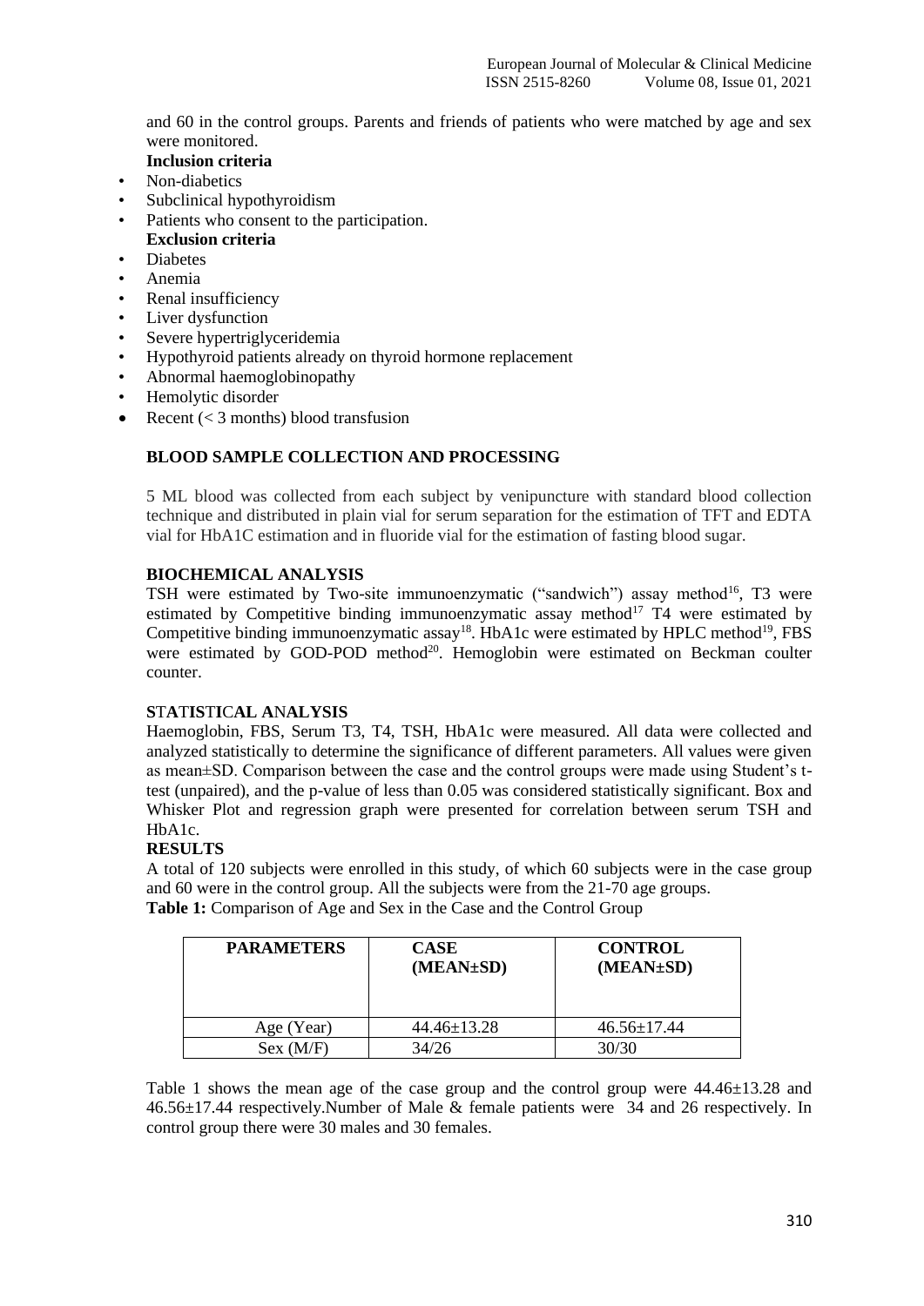and 60 in the control groups. Parents and friends of patients who were matched by age and sex were monitored.

**Inclusion criteria**

- Non-diabetics
- Subclinical hypothyroidism
- Patients who consent to the participation.

**Exclusion criteria**

- Diabetes
- Anemia
- Renal insufficiency
- Liver dysfunction
- Severe hypertriglyceridemia
- Hypothyroid patients already on thyroid hormone replacement
- Abnormal haemoglobinopathy
- Hemolytic disorder
- Recent (< 3 months) blood transfusion

## BLOOD SAMPLE COLLECTION AND PROCESSING

5 ML blood was collected from each subject by venipuncture with standard blood collection technique and distributed in plain vial for serum separation for the estimation of TFT and EDTA vial for HbA1C estimation and in fluoride vial for the estimation of fasting blood sugar.

## BIOCHEMICAL ANALYSIS

TSH were estimated by Two-site immunoenzymatic ("sandwich") assay method[16], T3 were estimated by Competitive binding immunoenzymatic assay method[17] T4 were estimated by Competitive binding immunoenzymatic assay[18]. HbA1c were estimated by HPLC method[19], FBS were estimated by GOD-POD method[20]. Hemoglobin were estimated on Beckman coulter counter.

## STATISTICAL ANALYSIS

Haemoglobin, FBS, Serum T3, T4, TSH, HbA1c were measured. All data were collected and analyzed statistically to determine the significance of different parameters. All values were given as mean±SD. Comparison between the case and the control groups were made using Student's t-test (unpaired), and the p-value of less than 0.05 was considered statistically significant. Box and Whisker Plot and regression graph were presented for correlation between serum TSH and HbA1c.

## RESULTS

A total of 120 subjects were enrolled in this study, of which 60 subjects were in the case group and 60 were in the control group. All the subjects were from the 21-70 age groups.

**Table 1:** Comparison of Age and Sex in the Case and the Control Group

| PARAMETERS | CASE (MEAN±SD) | CONTROL (MEAN±SD) |
|---|---|---|
| Age (Year) | 44.46±13.28 | 46.56±17.44 |
| Sex (M/F) | 34/26 | 30/30 |

Table 1 shows the mean age of the case group and the control group were 44.46±13.28 and 46.56±17.44 respectively.Number of Male & female patients were 34 and 26 respectively. In control group there were 30 males and 30 females.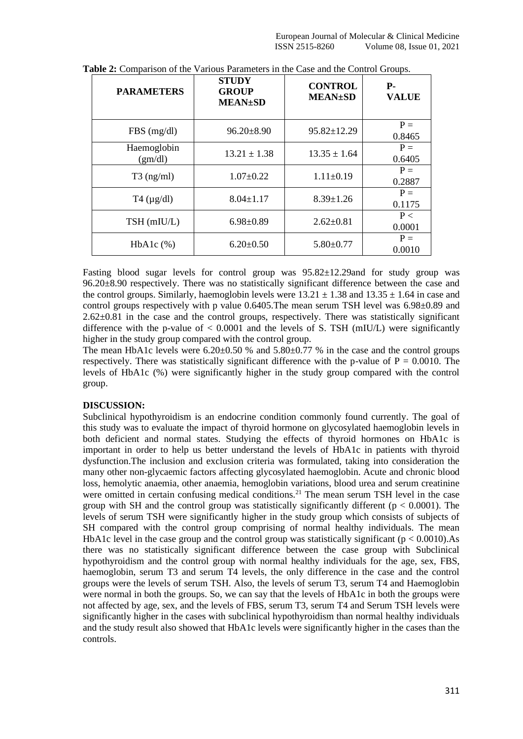**Table 2:** Comparison of the Various Parameters in the Case and the Control Groups.

| PARAMETERS | STUDY GROUP MEAN±SD | CONTROL MEAN±SD | P-VALUE |
|---|---|---|---|
| FBS (mg/dl) | 96.20±8.90 | 95.82±12.29 | P = 0.8465 |
| Haemoglobin (gm/dl) | 13.21 ± 1.38 | 13.35 ± 1.64 | P = 0.6405 |
| T3 (ng/ml) | 1.07±0.22 | 1.11±0.19 | P = 0.2887 |
| T4 (µg/dl) | 8.04±1.17 | 8.39±1.26 | P = 0.1175 |
| TSH (mIU/L) | 6.98±0.89 | 2.62±0.81 | P < 0.0001 |
| HbA1c (%) | 6.20±0.50 | 5.80±0.77 | P = 0.0010 |

Fasting blood sugar levels for control group was 95.82±12.29and for study group was 96.20±8.90 respectively. There was no statistically significant difference between the case and the control groups. Similarly, haemoglobin levels were 13.21 ± 1.38 and 13.35 ± 1.64 in case and control groups respectively with p value 0.6405.The mean serum TSH level was 6.98±0.89 and 2.62±0.81 in the case and the control groups, respectively. There was statistically significant difference with the p-value of < 0.0001 and the levels of S. TSH (mIU/L) were significantly higher in the study group compared with the control group.

The mean HbA1c levels were 6.20±0.50 % and 5.80±0.77 % in the case and the control groups respectively. There was statistically significant difference with the p-value of P = 0.0010. The levels of HbA1c (%) were significantly higher in the study group compared with the control group.

## DISCUSSION:

Subclinical hypothyroidism is an endocrine condition commonly found currently. The goal of this study was to evaluate the impact of thyroid hormone on glycosylated haemoglobin levels in both deficient and normal states. Studying the effects of thyroid hormones on HbA1c is important in order to help us better understand the levels of HbA1c in patients with thyroid dysfunction.The inclusion and exclusion criteria was formulated, taking into consideration the many other non-glycaemic factors affecting glycosylated haemoglobin. Acute and chronic blood loss, hemolytic anaemia, other anaemia, hemoglobin variations, blood urea and serum creatinine were omitted in certain confusing medical conditions.[21] The mean serum TSH level in the case group with SH and the control group was statistically significantly different ($p < 0.0001$). The levels of serum TSH were significantly higher in the study group which consists of subjects of SH compared with the control group comprising of normal healthy individuals. The mean HbA1c level in the case group and the control group was statistically significant ($p < 0.0010$).As there was no statistically significant difference between the case group with Subclinical hypothyroidism and the control group with normal healthy individuals for the age, sex, FBS, haemoglobin, serum T3 and serum T4 levels, the only difference in the case and the control groups were the levels of serum TSH. Also, the levels of serum T3, serum T4 and Haemoglobin were normal in both the groups. So, we can say that the levels of HbA1c in both the groups were not affected by age, sex, and the levels of FBS, serum T3, serum T4 and Serum TSH levels were significantly higher in the cases with subclinical hypothyroidism than normal healthy individuals and the study result also showed that HbA1c levels were significantly higher in the cases than the controls.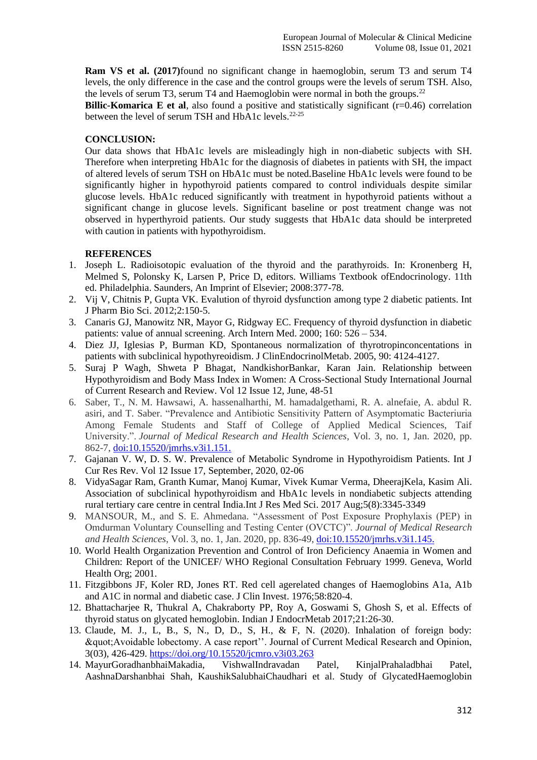**Ram VS et al. (2017)**found no significant change in haemoglobin, serum T3 and serum T4 levels, the only difference in the case and the control groups were the levels of serum TSH. Also, the levels of serum T3, serum T4 and Haemoglobin were normal in both the groups.[22]

**Billic-Komarica E et al**, also found a positive and statistically significant (r=0.46) correlation between the level of serum TSH and HbA1c levels.[22-25]

## CONCLUSION:

Our data shows that HbA1c levels are misleadingly high in non-diabetic subjects with SH. Therefore when interpreting HbA1c for the diagnosis of diabetes in patients with SH, the impact of altered levels of serum TSH on HbA1c must be noted.Baseline HbA1c levels were found to be significantly higher in hypothyroid patients compared to control individuals despite similar glucose levels. HbA1c reduced significantly with treatment in hypothyroid patients without a significant change in glucose levels. Significant baseline or post treatment change was not observed in hyperthyroid patients. Our study suggests that HbA1c data should be interpreted with caution in patients with hypothyroidism.

## REFERENCES

1. Joseph L. Radioisotopic evaluation of the thyroid and the parathyroids. In: Kronenberg H, Melmed S, Polonsky K, Larsen P, Price D, editors. Williams Textbook ofEndocrinology. 11th ed. Philadelphia. Saunders, An Imprint of Elsevier; 2008:377-78.
2. Vij V, Chitnis P, Gupta VK. Evalution of thyroid dysfunction among type 2 diabetic patients. Int J Pharm Bio Sci. 2012;2:150-5.
3. Canaris GJ, Manowitz NR, Mayor G, Ridgway EC. Frequency of thyroid dysfunction in diabetic patients: value of annual screening. Arch Intern Med. 2000; 160: 526 – 534.
4. Diez JJ, Iglesias P, Burman KD, Spontaneous normalization of thyrotropinconcentations in patients with subclinical hypothyreoidism. J ClinEndocrinolMetab. 2005, 90: 4124-4127.
5. Suraj P Wagh, Shweta P Bhagat, NandkishorBankar, Karan Jain. Relationship between Hypothyroidism and Body Mass Index in Women: A Cross-Sectional Study International Journal of Current Research and Review. Vol 12 Issue 12, June, 48-51
6. Saber, T., N. M. Hawsawi, A. hassenalharthi, M. hamadalgethami, R. A. alnefaie, A. abdul R. asiri, and T. Saber. "Prevalence and Antibiotic Sensitivity Pattern of Asymptomatic Bacteriuria Among Female Students and Staff of College of Applied Medical Sciences, Taif University.". *Journal of Medical Research and Health Sciences*, Vol. 3, no. 1, Jan. 2020, pp. 862-7, doi:10.15520/jmrhs.v3i1.151.
7. Gajanan V. W, D. S. W. Prevalence of Metabolic Syndrome in Hypothyroidism Patients. Int J Cur Res Rev. Vol 12 Issue 17, September, 2020, 02-06
8. VidyaSagar Ram, Granth Kumar, Manoj Kumar, Vivek Kumar Verma, DheerajKela, Kasim Ali. Association of subclinical hypothyroidism and HbA1c levels in nondiabetic subjects attending rural tertiary care centre in central India.Int J Res Med Sci. 2017 Aug;5(8):3345-3349
9. MANSOUR, M., and S. E. Ahmedana. "Assessment of Post Exposure Prophylaxis (PEP) in Omdurman Voluntary Counselling and Testing Center (OVCTC)". *Journal of Medical Research and Health Sciences*, Vol. 3, no. 1, Jan. 2020, pp. 836-49, doi:10.15520/jmrhs.v3i1.145.
10. World Health Organization Prevention and Control of Iron Deficiency Anaemia in Women and Children: Report of the UNICEF/ WHO Regional Consultation February 1999. Geneva, World Health Org; 2001.
11. Fitzgibbons JF, Koler RD, Jones RT. Red cell agerelated changes of Haemoglobins A1a, A1b and A1C in normal and diabetic case. J Clin Invest. 1976;58:820-4.
12. Bhattacharjee R, Thukral A, Chakraborty PP, Roy A, Goswami S, Ghosh S, et al. Effects of thyroid status on glycated hemoglobin. Indian J EndocrMetab 2017;21:26-30.
13. Claude, M. J., L, B., S, N., D, D., S, H., & F, N. (2020). Inhalation of foreign body: &quot;Avoidable lobectomy. A case report''. Journal of Current Medical Research and Opinion, 3(03), 426-429. https://doi.org/10.15520/jcmro.v3i03.263
14. MayurGoradhanbhaiMakadia, VishwalIndravadan Patel, KinjalPrahaladbhai Patel, AashnaDarshanbhai Shah, KaushikSalubhaiChaudhari et al. Study of GlycatedHaemoglobin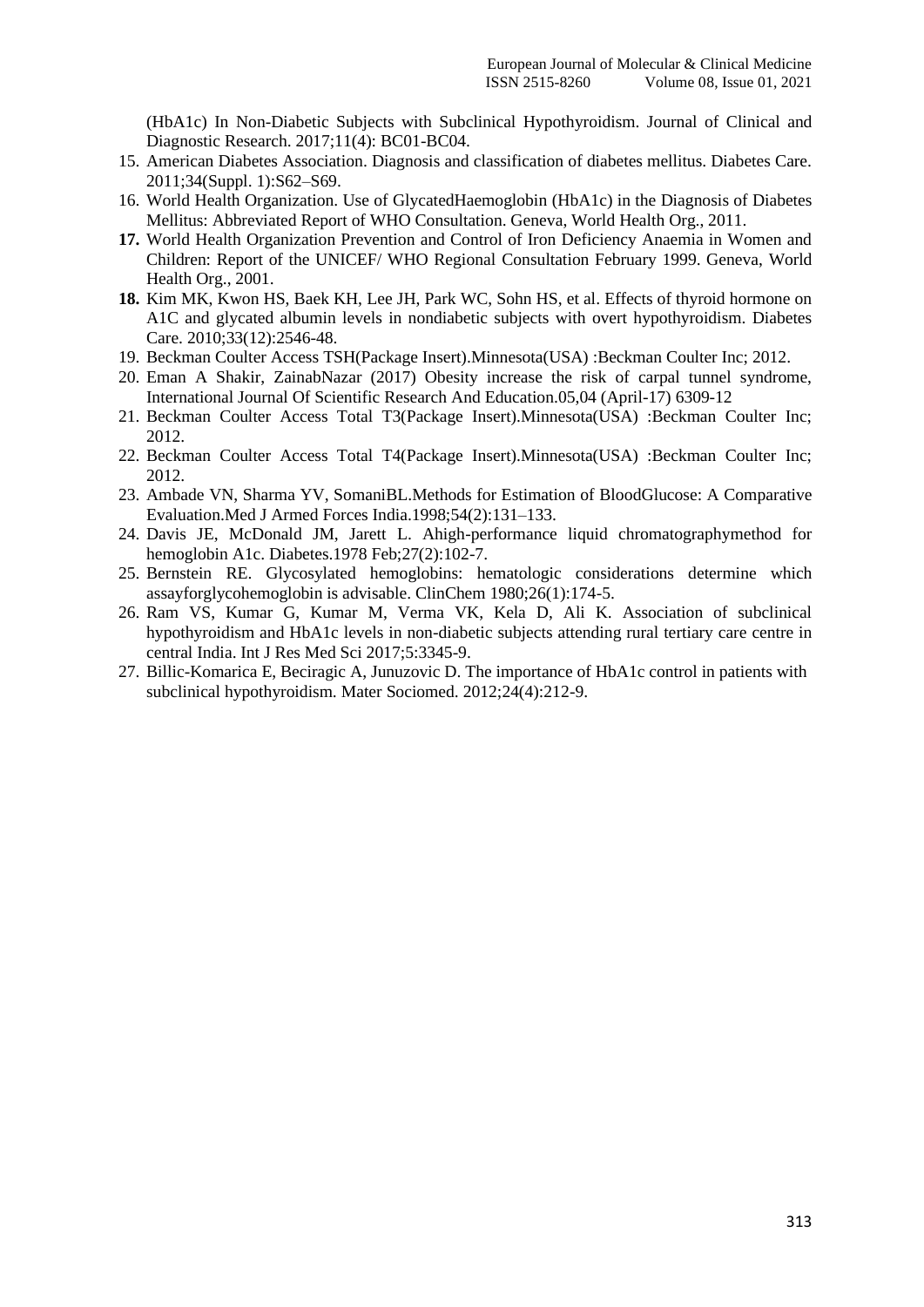(HbA1c) In Non-Diabetic Subjects with Subclinical Hypothyroidism. Journal of Clinical and Diagnostic Research. 2017;11(4): BC01-BC04.

15. American Diabetes Association. Diagnosis and classification of diabetes mellitus. Diabetes Care. 2011;34(Suppl. 1):S62–S69.
16. World Health Organization. Use of GlycatedHaemoglobin (HbA1c) in the Diagnosis of Diabetes Mellitus: Abbreviated Report of WHO Consultation. Geneva, World Health Org., 2011.
17. World Health Organization Prevention and Control of Iron Deficiency Anaemia in Women and Children: Report of the UNICEF/ WHO Regional Consultation February 1999. Geneva, World Health Org., 2001.
18. Kim MK, Kwon HS, Baek KH, Lee JH, Park WC, Sohn HS, et al. Effects of thyroid hormone on A1C and glycated albumin levels in nondiabetic subjects with overt hypothyroidism. Diabetes Care. 2010;33(12):2546-48.
19. Beckman Coulter Access TSH(Package Insert).Minnesota(USA) :Beckman Coulter Inc; 2012.
20. Eman A Shakir, ZainabNazar (2017) Obesity increase the risk of carpal tunnel syndrome, International Journal Of Scientific Research And Education.05,04 (April-17) 6309-12
21. Beckman Coulter Access Total T3(Package Insert).Minnesota(USA) :Beckman Coulter Inc; 2012.
22. Beckman Coulter Access Total T4(Package Insert).Minnesota(USA) :Beckman Coulter Inc; 2012.
23. Ambade VN, Sharma YV, SomaniBL.Methods for Estimation of BloodGlucose: A Comparative Evaluation.Med J Armed Forces India.1998;54(2):131–133.
24. Davis JE, McDonald JM, Jarett L. Ahigh-performance liquid chromatographymethod for hemoglobin A1c. Diabetes.1978 Feb;27(2):102-7.
25. Bernstein RE. Glycosylated hemoglobins: hematologic considerations determine which assayforglycohemoglobin is advisable. ClinChem 1980;26(1):174-5.
26. Ram VS, Kumar G, Kumar M, Verma VK, Kela D, Ali K. Association of subclinical hypothyroidism and HbA1c levels in non-diabetic subjects attending rural tertiary care centre in central India. Int J Res Med Sci 2017;5:3345-9.
27. Billic-Komarica E, Beciragic A, Junuzovic D. The importance of HbA1c control in patients with subclinical hypothyroidism. Mater Sociomed. 2012;24(4):212-9.